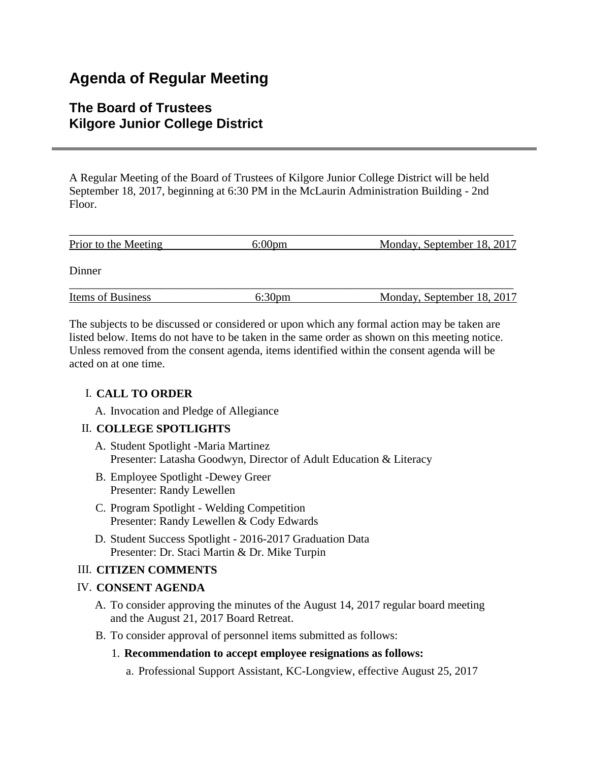# Agenda of Regular Meeting

## The Board of Trustees
## Kilgore Junior College District

A Regular Meeting of the Board of Trustees of Kilgore Junior College District will be held September 18, 2017, beginning at 6:30 PM in the McLaurin Administration Building - 2nd Floor.

| Prior to the Meeting | 6:00pm | Monday, September 18, 2017 |
| --- | --- | --- |

Dinner

| Items of Business | 6:30pm | Monday, September 18, 2017 |
| --- | --- | --- |

The subjects to be discussed or considered or upon which any formal action may be taken are listed below. Items do not have to be taken in the same order as shown on this meeting notice. Unless removed from the consent agenda, items identified within the consent agenda will be acted on at one time.

I. **CALL TO ORDER**

   A. Invocation and Pledge of Allegiance

II. **COLLEGE SPOTLIGHTS**

   A. Student Spotlight -Maria Martinez
      Presenter: Latasha Goodwyn, Director of Adult Education & Literacy

   B. Employee Spotlight -Dewey Greer
      Presenter: Randy Lewellen

   C. Program Spotlight - Welding Competition
      Presenter: Randy Lewellen & Cody Edwards

   D. Student Success Spotlight - 2016-2017 Graduation Data
      Presenter: Dr. Staci Martin & Dr. Mike Turpin

III. **CITIZEN COMMENTS**

IV. **CONSENT AGENDA**

   A. To consider approving the minutes of the August 14, 2017 regular board meeting and the August 21, 2017 Board Retreat.

   B. To consider approval of personnel items submitted as follows:

      1. **Recommendation to accept employee resignations as follows:**

         a. Professional Support Assistant, KC-Longview, effective August 25, 2017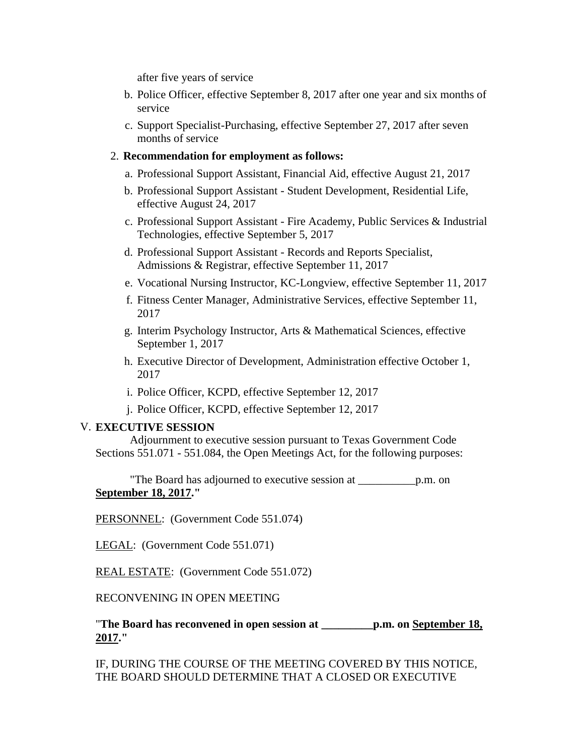after five years of service

   b. Police Officer, effective September 8, 2017 after one year and six months of service

   c. Support Specialist-Purchasing, effective September 27, 2017 after seven months of service

2. **Recommendation for employment as follows:**

   a. Professional Support Assistant, Financial Aid, effective August 21, 2017

   b. Professional Support Assistant - Student Development, Residential Life, effective August 24, 2017

   c. Professional Support Assistant - Fire Academy, Public Services & Industrial Technologies, effective September 5, 2017

   d. Professional Support Assistant - Records and Reports Specialist, Admissions & Registrar, effective September 11, 2017

   e. Vocational Nursing Instructor, KC-Longview, effective September 11, 2017

   f. Fitness Center Manager, Administrative Services, effective September 11, 2017

   g. Interim Psychology Instructor, Arts & Mathematical Sciences, effective September 1, 2017

   h. Executive Director of Development, Administration effective October 1, 2017

   i. Police Officer, KCPD, effective September 12, 2017

   j. Police Officer, KCPD, effective September 12, 2017

V. **EXECUTIVE SESSION**

Adjournment to executive session pursuant to Texas Government Code Sections 551.071 - 551.084, the Open Meetings Act, for the following purposes:

"The Board has adjourned to executive session at __________p.m. on **<u>September 18, 2017</u>**."

<u>PERSONNEL</u>: (Government Code 551.074)

<u>LEGAL</u>: (Government Code 551.071)

<u>REAL ESTATE</u>: (Government Code 551.072)

RECONVENING IN OPEN MEETING

"**The Board has reconvened in open session at _________p.m. on <u>September 18, 2017</u>.**"

IF, DURING THE COURSE OF THE MEETING COVERED BY THIS NOTICE, THE BOARD SHOULD DETERMINE THAT A CLOSED OR EXECUTIVE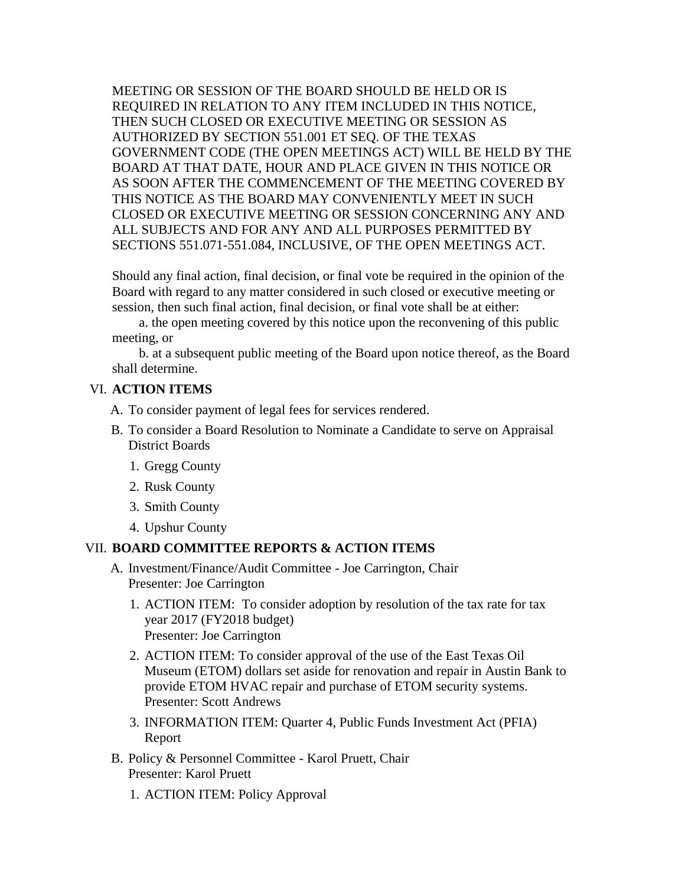MEETING OR SESSION OF THE BOARD SHOULD BE HELD OR IS REQUIRED IN RELATION TO ANY ITEM INCLUDED IN THIS NOTICE, THEN SUCH CLOSED OR EXECUTIVE MEETING OR SESSION AS AUTHORIZED BY SECTION 551.001 ET SEQ. OF THE TEXAS GOVERNMENT CODE (THE OPEN MEETINGS ACT) WILL BE HELD BY THE BOARD AT THAT DATE, HOUR AND PLACE GIVEN IN THIS NOTICE OR AS SOON AFTER THE COMMENCEMENT OF THE MEETING COVERED BY THIS NOTICE AS THE BOARD MAY CONVENIENTLY MEET IN SUCH CLOSED OR EXECUTIVE MEETING OR SESSION CONCERNING ANY AND ALL SUBJECTS AND FOR ANY AND ALL PURPOSES PERMITTED BY SECTIONS 551.071-551.084, INCLUSIVE, OF THE OPEN MEETINGS ACT.

Should any final action, final decision, or final vote be required in the opinion of the Board with regard to any matter considered in such closed or executive meeting or session, then such final action, final decision, or final vote shall be at either:

a. the open meeting covered by this notice upon the reconvening of this public meeting, or

b. at a subsequent public meeting of the Board upon notice thereof, as the Board shall determine.

VI. **ACTION ITEMS**

A. To consider payment of legal fees for services rendered.

B. To consider a Board Resolution to Nominate a Candidate to serve on Appraisal District Boards

1. Gregg County
2. Rusk County
3. Smith County
4. Upshur County

VII. **BOARD COMMITTEE REPORTS & ACTION ITEMS**

A. Investment/Finance/Audit Committee - Joe Carrington, Chair
Presenter: Joe Carrington

1. ACTION ITEM: To consider adoption by resolution of the tax rate for tax year 2017 (FY2018 budget)
Presenter: Joe Carrington
2. ACTION ITEM: To consider approval of the use of the East Texas Oil Museum (ETOM) dollars set aside for renovation and repair in Austin Bank to provide ETOM HVAC repair and purchase of ETOM security systems.
Presenter: Scott Andrews
3. INFORMATION ITEM: Quarter 4, Public Funds Investment Act (PFIA) Report

B. Policy & Personnel Committee - Karol Pruett, Chair
Presenter: Karol Pruett

1. ACTION ITEM: Policy Approval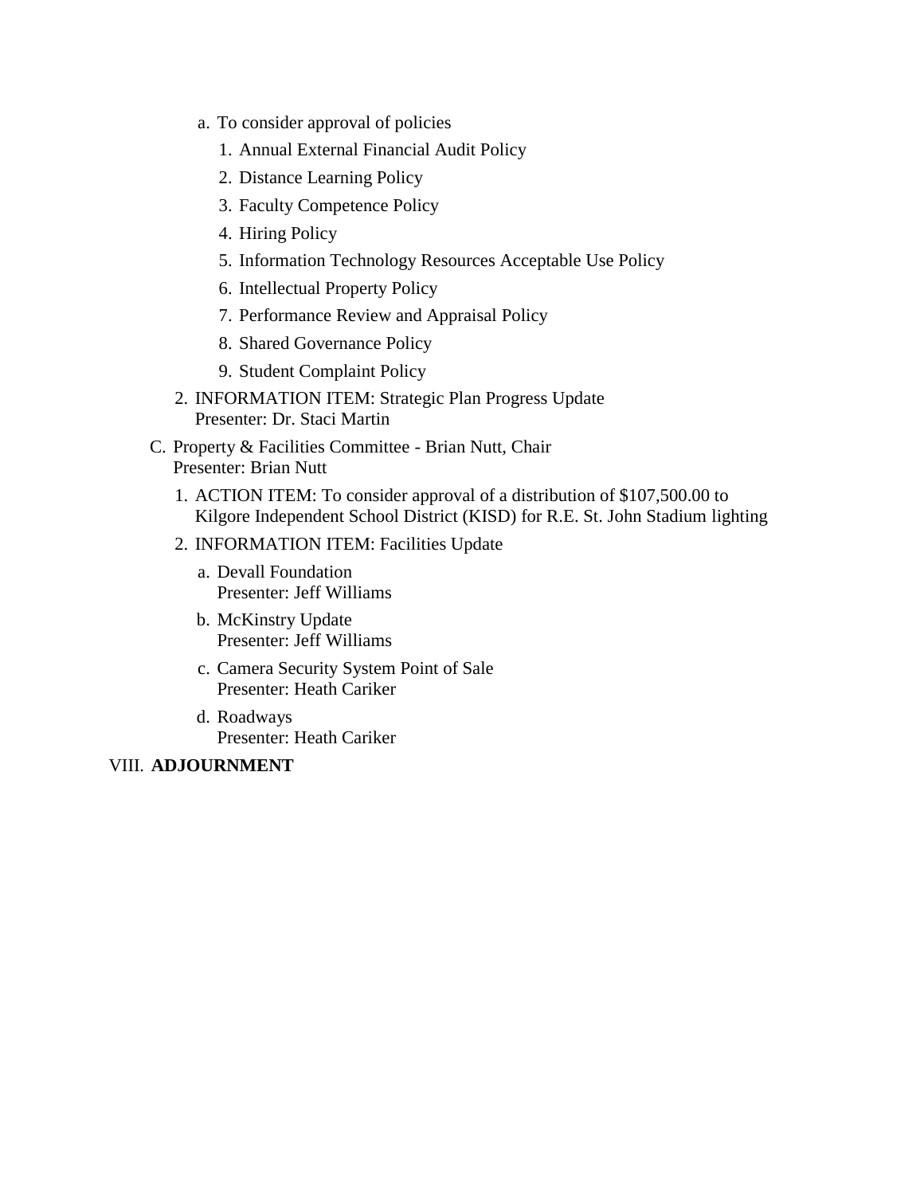a. To consider approval of policies
    1. Annual External Financial Audit Policy
    2. Distance Learning Policy
    3. Faculty Competence Policy
    4. Hiring Policy
    5. Information Technology Resources Acceptable Use Policy
    6. Intellectual Property Policy
    7. Performance Review and Appraisal Policy
    8. Shared Governance Policy
    9. Student Complaint Policy

2. INFORMATION ITEM: Strategic Plan Progress Update
   Presenter: Dr. Staci Martin

C. Property & Facilities Committee - Brian Nutt, Chair
   Presenter: Brian Nutt

1. ACTION ITEM: To consider approval of a distribution of $107,500.00 to Kilgore Independent School District (KISD) for R.E. St. John Stadium lighting

2. INFORMATION ITEM: Facilities Update
    a. Devall Foundation
       Presenter: Jeff Williams
    b. McKinstry Update
       Presenter: Jeff Williams
    c. Camera Security System Point of Sale
       Presenter: Heath Cariker
    d. Roadways
       Presenter: Heath Cariker

VIII. **ADJOURNMENT**